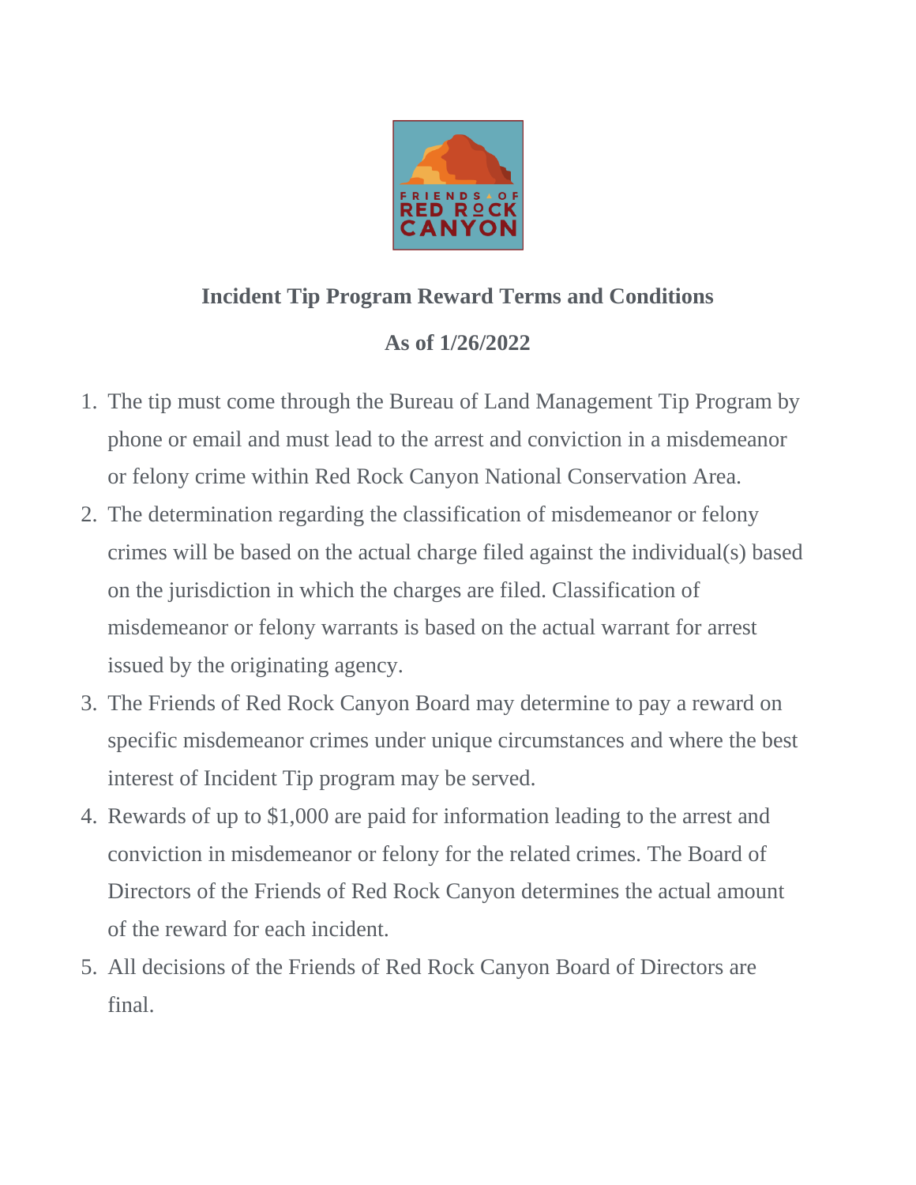## Incident Tip Program Reward Terms and Conditions

### As of 1/26/2022

1. The tip must come through the Bureau of Land Management Tip Program by phone or email and must lead to the arrest and conviction in a misdemeanor or felony crime within Red Rock Canyon National Conservation Area.
2. The determination regarding the classification of misdemeanor or felony crimes will be based on the actual charge filed against the individual(s) based on the jurisdiction in which the charges are filed. Classification of misdemeanor or felony warrants is based on the actual warrant for arrest issued by the originating agency.
3. The Friends of Red Rock Canyon Board may determine to pay a reward on specific misdemeanor crimes under unique circumstances and where the best interest of Incident Tip program may be served.
4. Rewards of up to $1,000 are paid for information leading to the arrest and conviction in misdemeanor or felony for the related crimes. The Board of Directors of the Friends of Red Rock Canyon determines the actual amount of the reward for each incident.
5. All decisions of the Friends of Red Rock Canyon Board of Directors are final.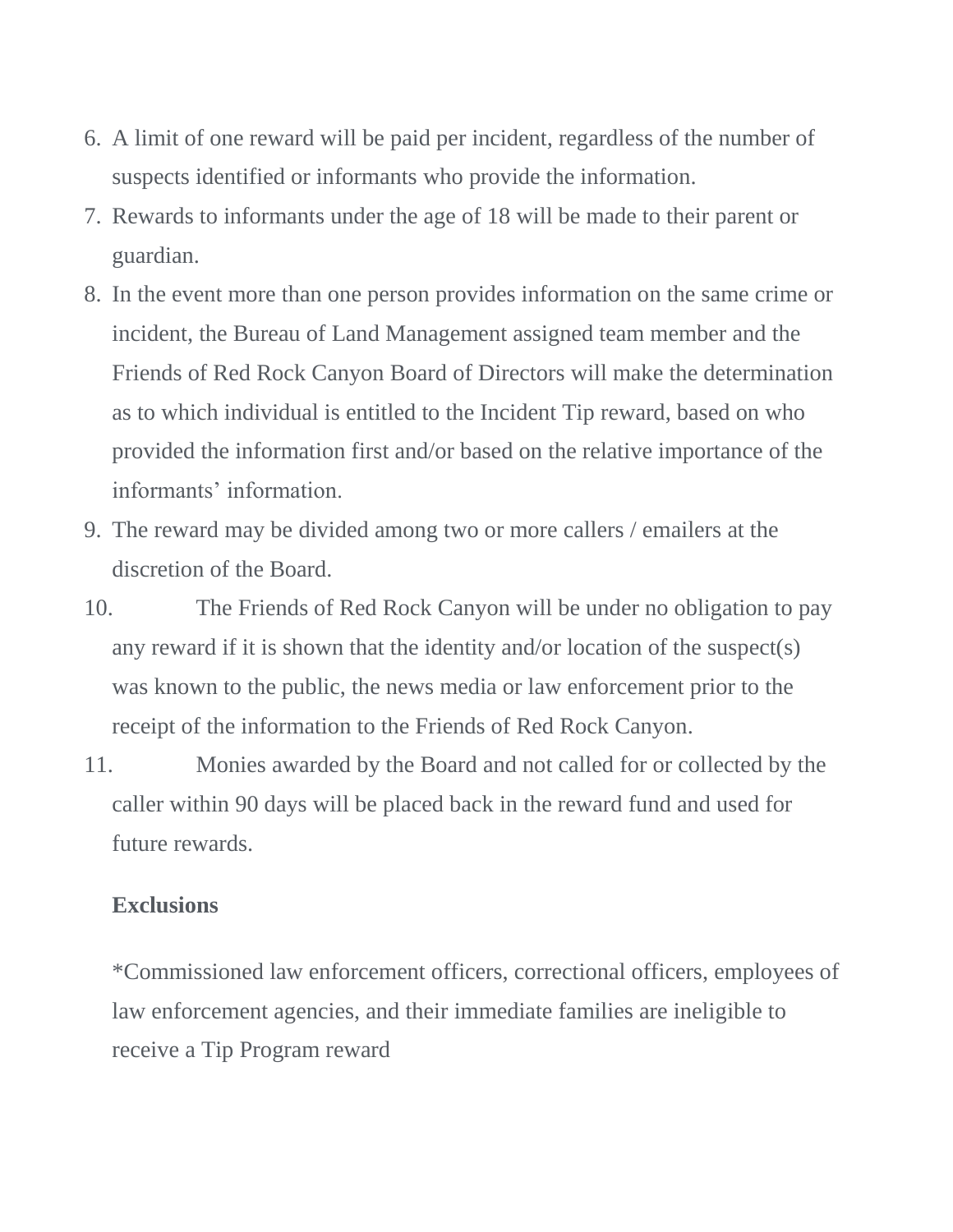6. A limit of one reward will be paid per incident, regardless of the number of suspects identified or informants who provide the information.
7. Rewards to informants under the age of 18 will be made to their parent or guardian.
8. In the event more than one person provides information on the same crime or incident, the Bureau of Land Management assigned team member and the Friends of Red Rock Canyon Board of Directors will make the determination as to which individual is entitled to the Incident Tip reward, based on who provided the information first and/or based on the relative importance of the informants' information.
9. The reward may be divided among two or more callers / emailers at the discretion of the Board.
10. The Friends of Red Rock Canyon will be under no obligation to pay any reward if it is shown that the identity and/or location of the suspect(s) was known to the public, the news media or law enforcement prior to the receipt of the information to the Friends of Red Rock Canyon.
11. Monies awarded by the Board and not called for or collected by the caller within 90 days will be placed back in the reward fund and used for future rewards.

**Exclusions**

*Commissioned law enforcement officers, correctional officers, employees of law enforcement agencies, and their immediate families are ineligible to receive a Tip Program reward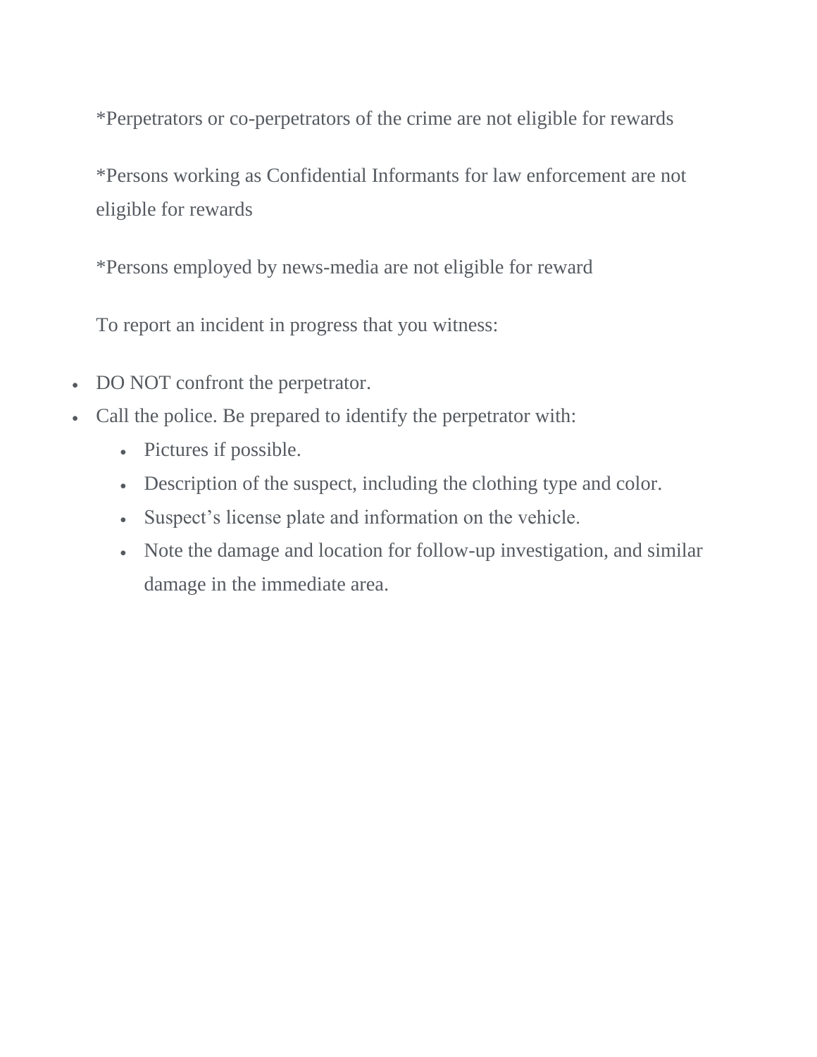*Perpetrators or co-perpetrators of the crime are not eligible for rewards

*Persons working as Confidential Informants for law enforcement are not eligible for rewards

*Persons employed by news-media are not eligible for reward

To report an incident in progress that you witness:

- DO NOT confront the perpetrator.
- Call the police. Be prepared to identify the perpetrator with:
  - Pictures if possible.
  - Description of the suspect, including the clothing type and color.
  - Suspect's license plate and information on the vehicle.
  - Note the damage and location for follow-up investigation, and similar damage in the immediate area.